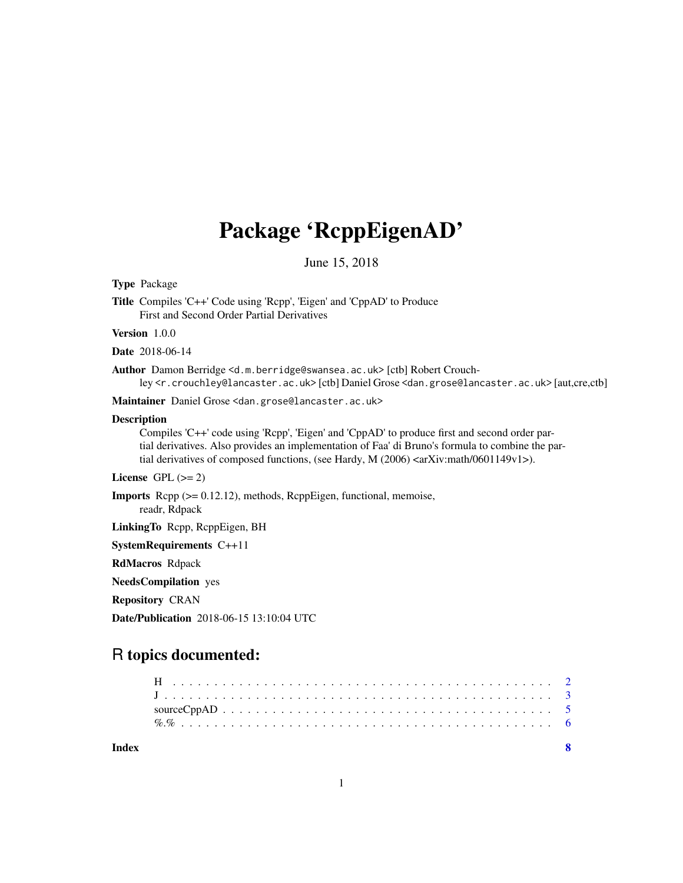# Package 'RcppEigenAD'

June 15, 2018

**Type** Package

**Title** Compiles 'C++' Code using 'Rcpp', 'Eigen' and 'CppAD' to Produce First and Second Order Partial Derivatives

**Version** 1.0.0

**Date** 2018-06-14

**Author** Damon Berridge <d.m.berridge@swansea.ac.uk> [ctb] Robert Crouchley <r.crouchley@lancaster.ac.uk> [ctb] Daniel Grose <dan.grose@lancaster.ac.uk> [aut,cre,ctb]

**Maintainer** Daniel Grose <dan.grose@lancaster.ac.uk>

**Description**
Compiles 'C++' code using 'Rcpp', 'Eigen' and 'CppAD' to produce first and second order partial derivatives. Also provides an implementation of Faa' di Bruno's formula to combine the partial derivatives of composed functions, (see Hardy, M (2006) <arXiv:math/0601149v1>).

**License** GPL (>= 2)

**Imports** Rcpp (>= 0.12.12), methods, RcppEigen, functional, memoise, readr, Rdpack

**LinkingTo** Rcpp, RcppEigen, BH

**SystemRequirements** C++11

**RdMacros** Rdpack

**NeedsCompilation** yes

**Repository** CRAN

**Date/Publication** 2018-06-15 13:10:04 UTC

## R topics documented:

- H . . . . . . . . . . . . . . . . . . . . . . . . . . . . . . . . . . . . . . . . . . 2
- J . . . . . . . . . . . . . . . . . . . . . . . . . . . . . . . . . . . . . . . . . . . 3
- sourceCppAD . . . . . . . . . . . . . . . . . . . . . . . . . . . . . . . . . . . . 5
- %.% . . . . . . . . . . . . . . . . . . . . . . . . . . . . . . . . . . . . . . . . 6

**Index** **8**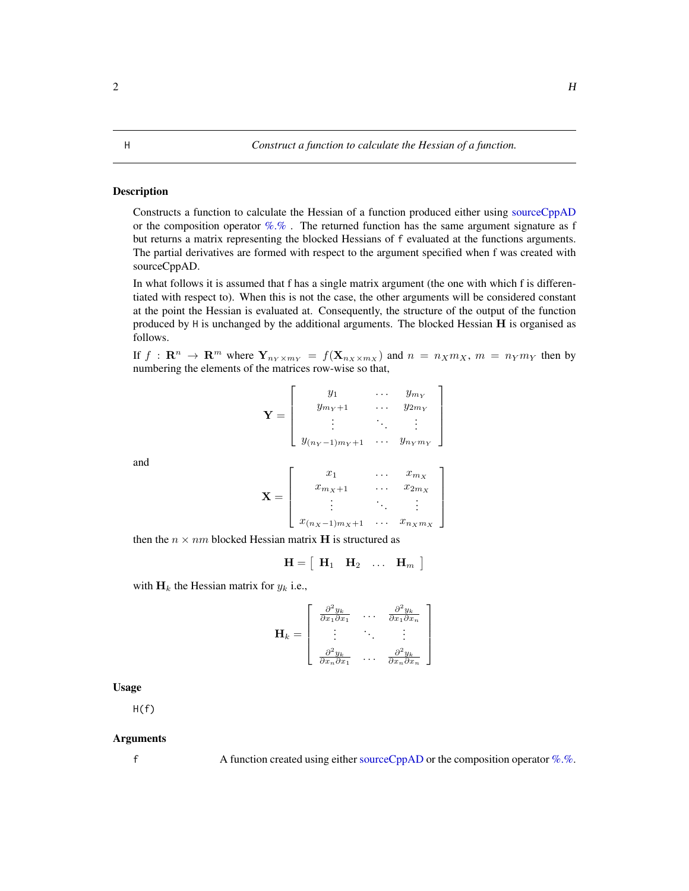H — *Construct a function to calculate the Hessian of a function.*

## Description

Constructs a function to calculate the Hessian of a function produced either using sourceCppAD or the composition operator %.% . The returned function has the same argument signature as f but returns a matrix representing the blocked Hessians of `f` evaluated at the functions arguments. The partial derivatives are formed with respect to the argument specified when f was created with sourceCppAD.

In what follows it is assumed that f has a single matrix argument (the one with which f is differentiated with respect to). When this is not the case, the other arguments will be considered constant at the point the Hessian is evaluated at. Consequently, the structure of the output of the function produced by `H` is unchanged by the additional arguments. The blocked Hessian $\mathbf{H}$ is organised as follows.

If $f : \mathbf{R}^n \to \mathbf{R}^m$ where $\mathbf{Y}_{n_Y \times m_Y} = f(\mathbf{X}_{n_X \times m_X})$ and $n = n_X m_X$, $m = n_Y m_Y$ then by numbering the elements of the matrices row-wise so that,

$$\mathbf{Y} = \begin{bmatrix} y_1 & \cdots & y_{m_Y} \\ y_{m_Y+1} & \cdots & y_{2m_Y} \\ \vdots & \ddots & \vdots \\ y_{(n_Y-1)m_Y+1} & \cdots & y_{n_Y m_Y} \end{bmatrix}$$

and

$$\mathbf{X} = \begin{bmatrix} x_1 & \cdots & x_{m_X} \\ x_{m_X+1} & \cdots & x_{2m_X} \\ \vdots & \ddots & \vdots \\ x_{(n_X-1)m_X+1} & \cdots & x_{n_X m_X} \end{bmatrix}$$

then the $n \times nm$ blocked Hessian matrix $\mathbf{H}$ is structured as

$$\mathbf{H} = \begin{bmatrix} \mathbf{H}_1 & \mathbf{H}_2 & \cdots & \mathbf{H}_m \end{bmatrix}$$

with $\mathbf{H}_k$ the Hessian matrix for $y_k$ i.e.,

$$\mathbf{H}_k = \begin{bmatrix} \frac{\partial^2 y_k}{\partial x_1 \partial x_1} & \cdots & \frac{\partial^2 y_k}{\partial x_1 \partial x_n} \\ \vdots & \ddots & \vdots \\ \frac{\partial^2 y_k}{\partial x_n \partial x_1} & \cdots & \frac{\partial^2 y_k}{\partial x_n \partial x_n} \end{bmatrix}$$

## Usage

```
H(f)
```

## Arguments

| | |
|---|---|
| `f` | A function created using either sourceCppAD or the composition operator %.%. |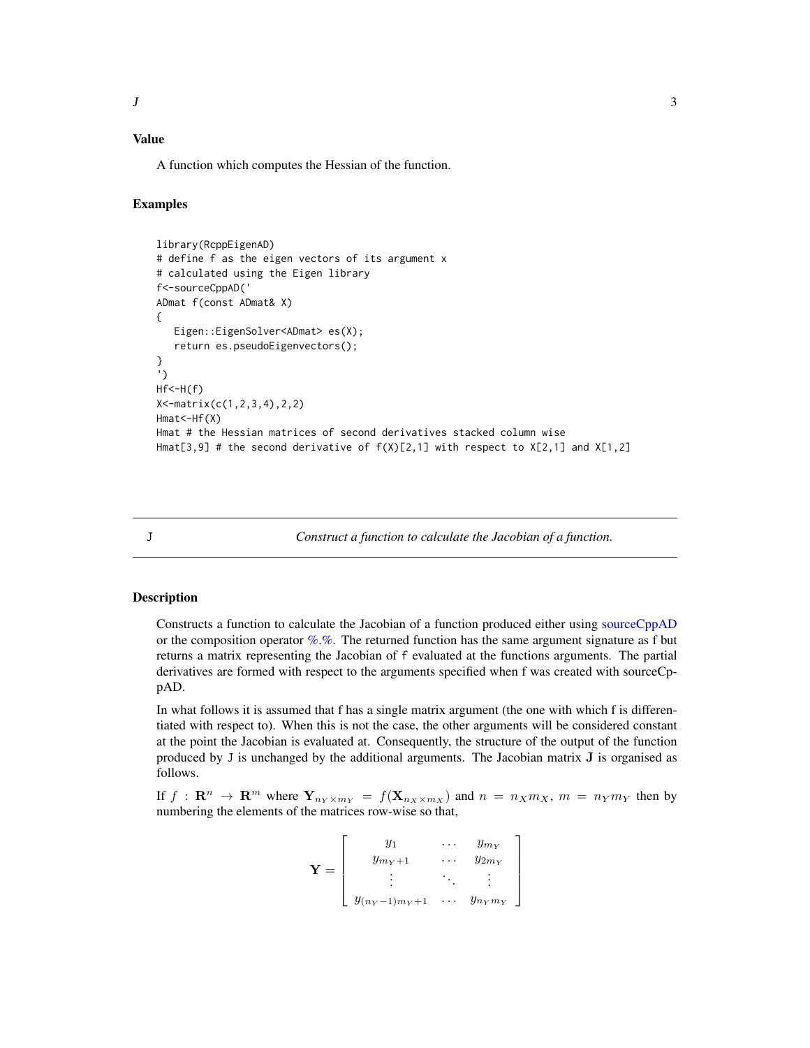### Value

A function which computes the Hessian of the function.

### Examples

```
library(RcppEigenAD)
# define f as the eigen vectors of its argument x
# calculated using the Eigen library
f<-sourceCppAD('
ADmat f(const ADmat& X)
{
   Eigen::EigenSolver<ADmat> es(X);
   return es.pseudoEigenvectors();
}
')
Hf<-H(f)
X<-matrix(c(1,2,3,4),2,2)
Hmat<-Hf(X)
Hmat # the Hessian matrices of second derivatives stacked column wise
Hmat[3,9] # the second derivative of f(X)[2,1] with respect to X[2,1] and X[1,2]
```

---

## J    *Construct a function to calculate the Jacobian of a function.*

---

### Description

Constructs a function to calculate the Jacobian of a function produced either using sourceCppAD or the composition operator %.%. The returned function has the same argument signature as f but returns a matrix representing the Jacobian of `f` evaluated at the functions arguments. The partial derivatives are formed with respect to the arguments specified when f was created with sourceCppAD.

In what follows it is assumed that f has a single matrix argument (the one with which f is differentiated with respect to). When this is not the case, the other arguments will be considered constant at the point the Jacobian is evaluated at. Consequently, the structure of the output of the function produced by `J` is unchanged by the additional arguments. The Jacobian matrix $\mathbf{J}$ is organised as follows.

If $f : \mathbf{R}^n \rightarrow \mathbf{R}^m$ where $\mathbf{Y}_{n_Y \times m_Y} = f(\mathbf{X}_{n_X \times m_X})$ and $n = n_X m_X$, $m = n_Y m_Y$ then by numbering the elements of the matrices row-wise so that,

$$\mathbf{Y} = \begin{bmatrix} y_1 & \cdots & y_{m_Y} \\ y_{m_Y+1} & \cdots & y_{2m_Y} \\ \vdots & \ddots & \vdots \\ y_{(n_Y-1)m_Y+1} & \cdots & y_{n_Y m_Y} \end{bmatrix}$$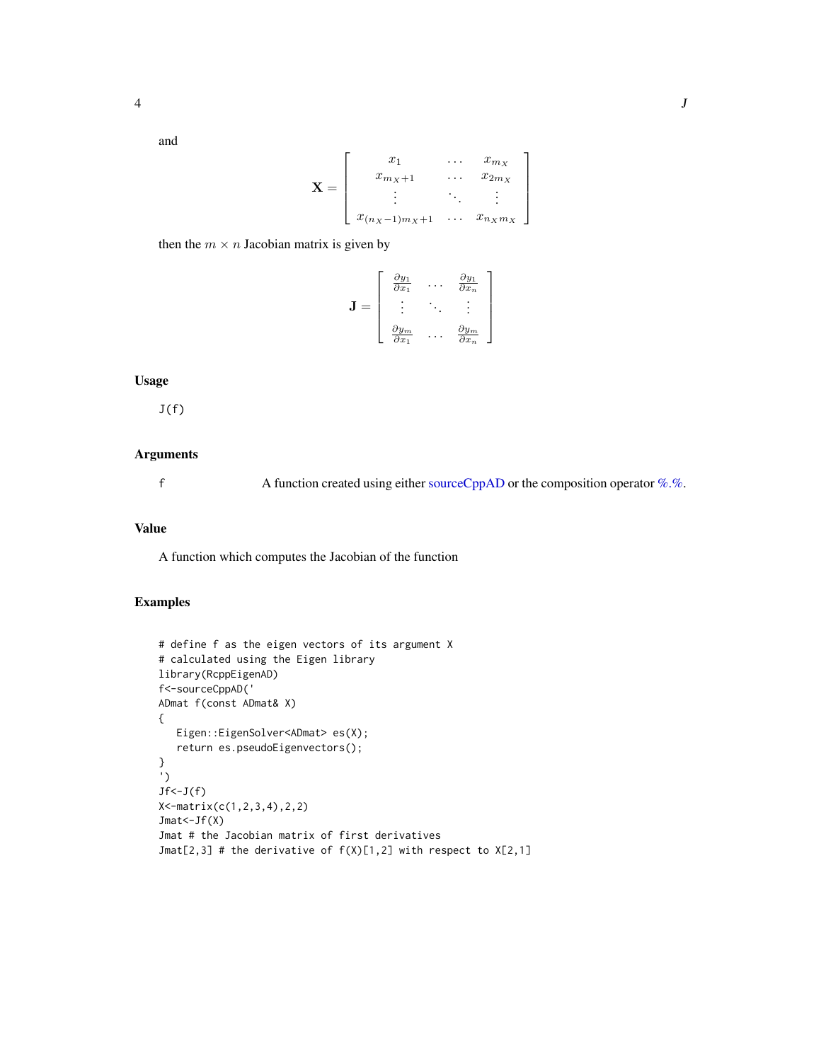and

$$\mathbf{X} = \begin{bmatrix} x_1 & \dots & x_{m_X} \\ x_{m_X+1} & \dots & x_{2m_X} \\ \vdots & \ddots & \vdots \\ x_{(n_X-1)m_X+1} & \dots & x_{n_X m_X} \end{bmatrix}$$

then the $m \times n$ Jacobian matrix is given by

$$\mathbf{J} = \begin{bmatrix} \frac{\partial y_1}{\partial x_1} & \dots & \frac{\partial y_1}{\partial x_n} \\ \vdots & \ddots & \vdots \\ \frac{\partial y_m}{\partial x_1} & \dots & \frac{\partial y_m}{\partial x_n} \end{bmatrix}$$

### Usage

```
J(f)
```

### Arguments

f — A function created using either sourceCppAD or the composition operator %.%.

### Value

A function which computes the Jacobian of the function

### Examples

```
# define f as the eigen vectors of its argument X
# calculated using the Eigen library
library(RcppEigenAD)
f<-sourceCppAD('
ADmat f(const ADmat& X)
{
   Eigen::EigenSolver<ADmat> es(X);
   return es.pseudoEigenvectors();
}
')
Jf<-J(f)
X<-matrix(c(1,2,3,4),2,2)
Jmat<-Jf(X)
Jmat # the Jacobian matrix of first derivatives
Jmat[2,3] # the derivative of f(X)[1,2] with respect to X[2,1]
```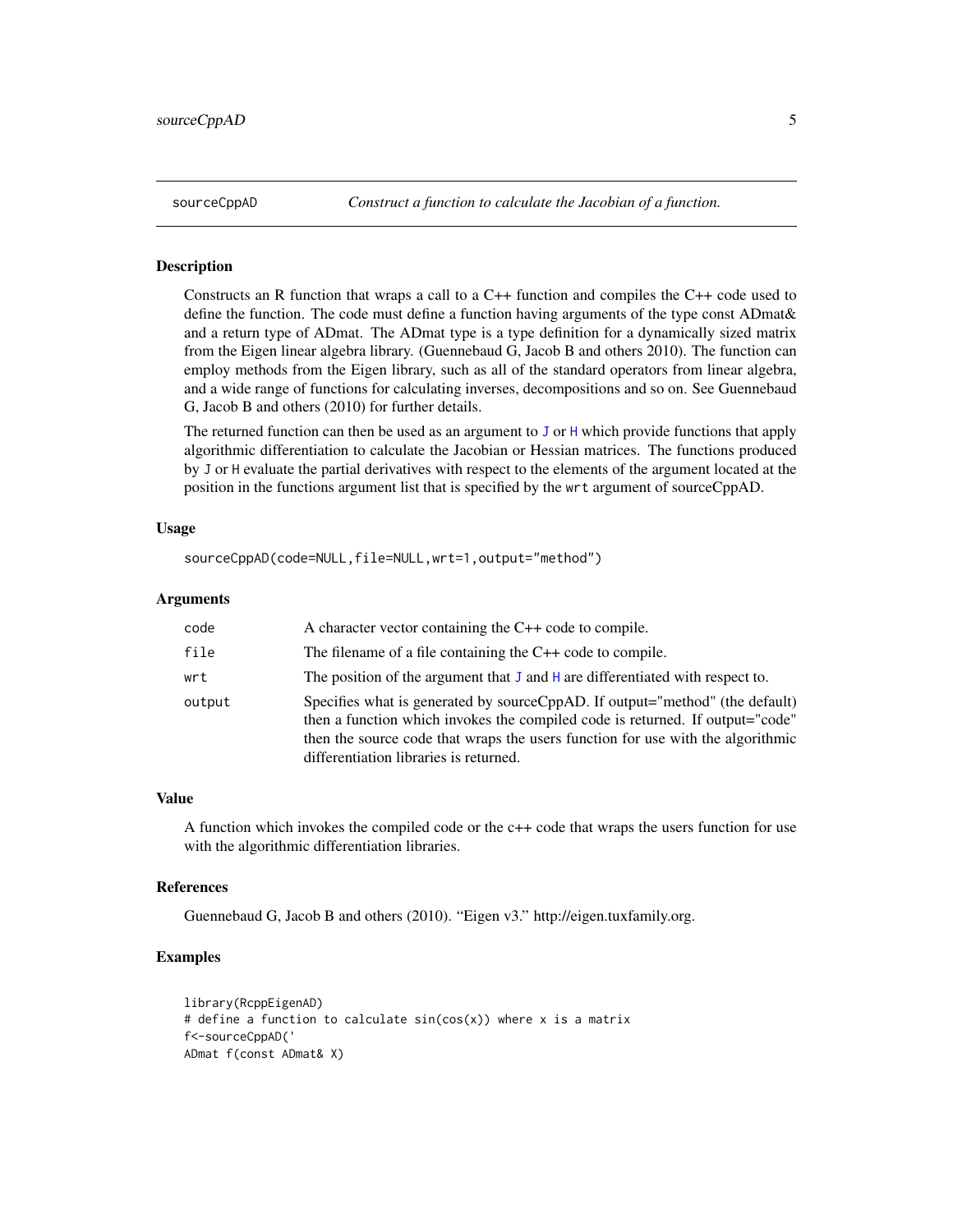## sourceCppAD — *Construct a function to calculate the Jacobian of a function.*

### Description

Constructs an R function that wraps a call to a C++ function and compiles the C++ code used to define the function. The code must define a function having arguments of the type const ADmat& and a return type of ADmat. The ADmat type is a type definition for a dynamically sized matrix from the Eigen linear algebra library. (Guennebaud G, Jacob B and others 2010). The function can employ methods from the Eigen library, such as all of the standard operators from linear algebra, and a wide range of functions for calculating inverses, decompositions and so on. See Guennebaud G, Jacob B and others (2010) for further details.

The returned function can then be used as an argument to `J` or `H` which provide functions that apply algorithmic differentiation to calculate the Jacobian or Hessian matrices. The functions produced by `J` or `H` evaluate the partial derivatives with respect to the elements of the argument located at the position in the functions argument list that is specified by the `wrt` argument of sourceCppAD.

### Usage

```
sourceCppAD(code=NULL,file=NULL,wrt=1,output="method")
```

### Arguments

| | |
|---|---|
| `code` | A character vector containing the C++ code to compile. |
| `file` | The filename of a file containing the C++ code to compile. |
| `wrt` | The position of the argument that `J` and `H` are differentiated with respect to. |
| `output` | Specifies what is generated by sourceCppAD. If output="method" (the default) then a function which invokes the compiled code is returned. If output="code" then the source code that wraps the users function for use with the algorithmic differentiation libraries is returned. |

### Value

A function which invokes the compiled code or the c++ code that wraps the users function for use with the algorithmic differentiation libraries.

### References

Guennebaud G, Jacob B and others (2010). “Eigen v3.” http://eigen.tuxfamily.org.

### Examples

```
library(RcppEigenAD)
# define a function to calculate sin(cos(x)) where x is a matrix
f<-sourceCppAD('
ADmat f(const ADmat& X)
```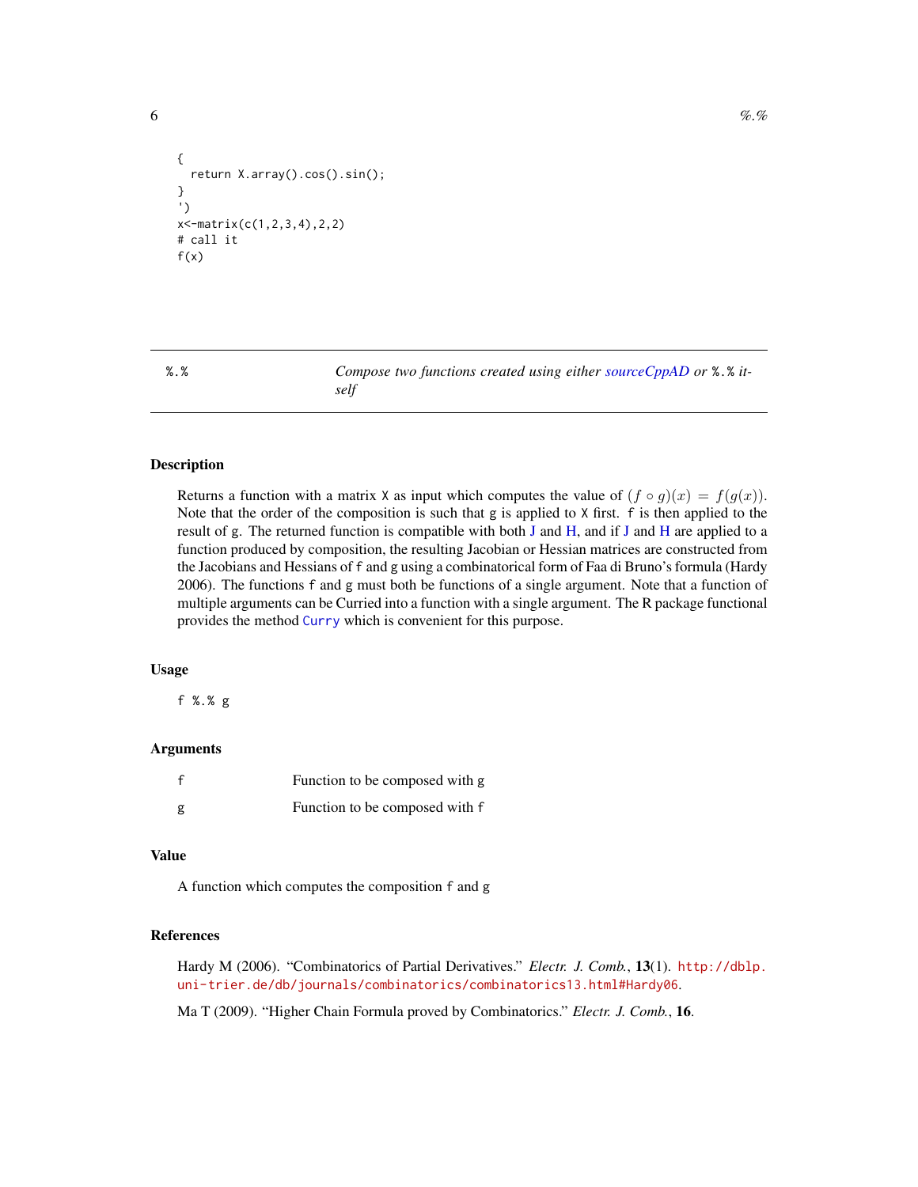```
{
  return X.array().cos().sin();
}
')
x<-matrix(c(1,2,3,4),2,2)
# call it
f(x)
```

## %.% — *Compose two functions created using either sourceCppAD or %.% itself*

### Description

Returns a function with a matrix X as input which computes the value of $(f \circ g)(x) = f(g(x))$. Note that the order of the composition is such that g is applied to X first. f is then applied to the result of g. The returned function is compatible with both J and H, and if J and H are applied to a function produced by composition, the resulting Jacobian or Hessian matrices are constructed from the Jacobians and Hessians of f and g using a combinatorical form of Faa di Bruno's formula (Hardy 2006). The functions f and g must both be functions of a single argument. Note that a function of multiple arguments can be Curried into a function with a single argument. The R package functional provides the method Curry which is convenient for this purpose.

### Usage

```
f %.% g
```

### Arguments

| | |
|---|---|
| f | Function to be composed with g |
| g | Function to be composed with f |

### Value

A function which computes the composition f and g

### References

Hardy M (2006). "Combinatorics of Partial Derivatives." *Electr. J. Comb.*, **13**(1). http://dblp.uni-trier.de/db/journals/combinatorics/combinatorics13.html#Hardy06.

Ma T (2009). "Higher Chain Formula proved by Combinatorics." *Electr. J. Comb.*, **16**.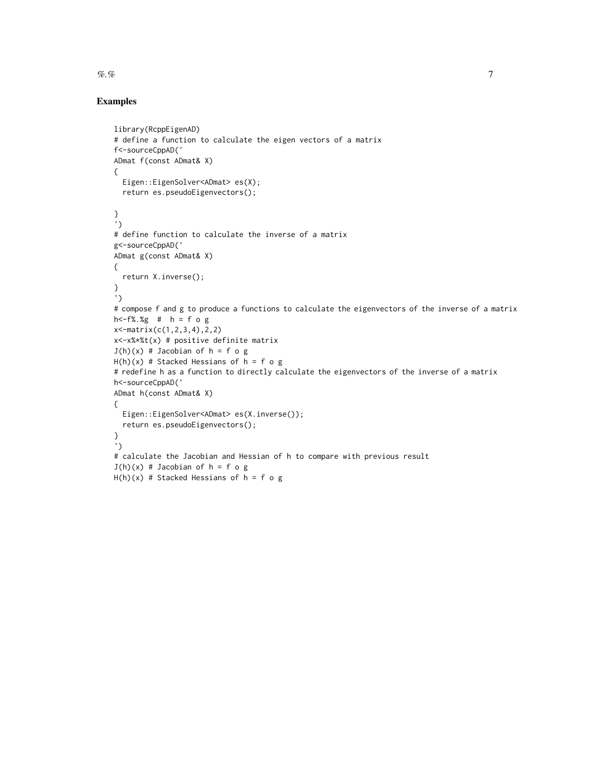## Examples

```
library(RcppEigenAD)
# define a function to calculate the eigen vectors of a matrix
f<-sourceCppAD('
ADmat f(const ADmat& X)
{
  Eigen::EigenSolver<ADmat> es(X);
  return es.pseudoEigenvectors();

}
')
# define function to calculate the inverse of a matrix
g<-sourceCppAD('
ADmat g(const ADmat& X)
{
  return X.inverse();
}
')
# compose f and g to produce a functions to calculate the eigenvectors of the inverse of a matrix
h<-f%.%g  #  h = f o g
x<-matrix(c(1,2,3,4),2,2)
x<-x%*%t(x) # positive definite matrix
J(h)(x) # Jacobian of h = f o g
H(h)(x) # Stacked Hessians of h = f o g
# redefine h as a function to directly calculate the eigenvectors of the inverse of a matrix
h<-sourceCppAD('
ADmat h(const ADmat& X)
{
  Eigen::EigenSolver<ADmat> es(X.inverse());
  return es.pseudoEigenvectors();
}
')
# calculate the Jacobian and Hessian of h to compare with previous result
J(h)(x) # Jacobian of h = f o g
H(h)(x) # Stacked Hessians of h = f o g
```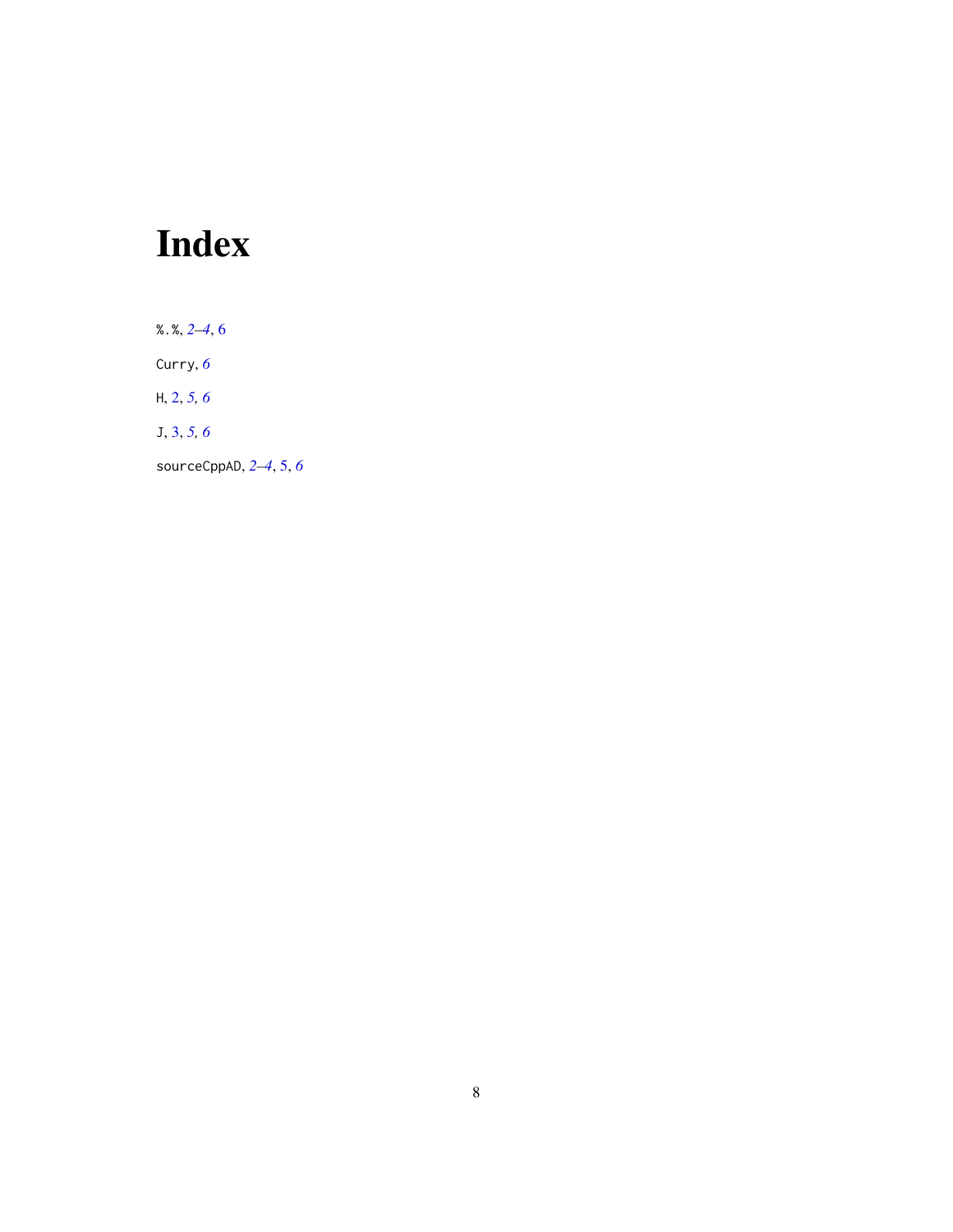# Index

%.%, *2–4*, 6

Curry, *6*

H, 2, *5, 6*

J, 3, *5, 6*

sourceCppAD, *2–4*, 5, *6*